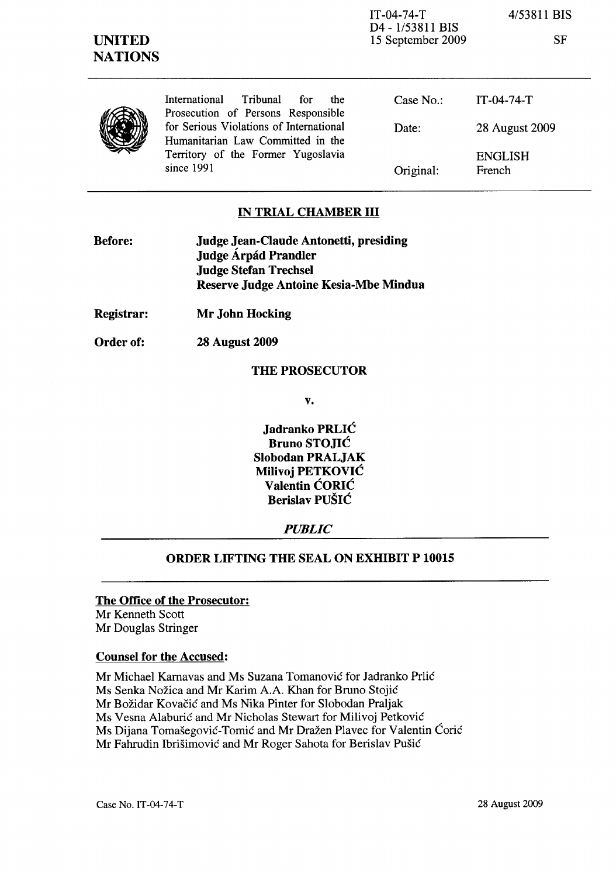IT-04-74-T
D4 - 1/53811 BIS
15 September 2009

4/53811 BIS

SF

**UNITED NATIONS**

International Tribunal for the Prosecution of Persons Responsible for Serious Violations of International Humanitarian Law Committed in the Territory of the Former Yugoslavia since 1991

| | |
|---|---|
| Case No.: | IT-04-74-T |
| Date: | 28 August 2009 |
| Original: | ENGLISH French |

## IN TRIAL CHAMBER III

**Before:** **Judge Jean-Claude Antonetti, presiding**
**Judge Árpád Prandler**
**Judge Stefan Trechsel**
**Reserve Judge Antoine Kesia-Mbe Mindua**

**Registrar:** **Mr John Hocking**

**Order of:** **28 August 2009**

**THE PROSECUTOR**

**v.**

**Jadranko PRLIĆ**
**Bruno STOJIĆ**
**Slobodan PRALJAK**
**Milivoj PETKOVIĆ**
**Valentin ĆORIĆ**
**Berislav PUŠIĆ**

***PUBLIC***

## ORDER LIFTING THE SEAL ON EXHIBIT P 10015

**The Office of the Prosecutor:**
Mr Kenneth Scott
Mr Douglas Stringer

**Counsel for the Accused:**

Mr Michael Karnavas and Ms Suzana Tomanović for Jadranko Prlić
Ms Senka Nožica and Mr Karim A.A. Khan for Bruno Stojić
Mr Božidar Kovačić and Ms Nika Pinter for Slobodan Praljak
Ms Vesna Alaburić and Mr Nicholas Stewart for Milivoj Petković
Ms Dijana Tomašegović-Tomić and Mr Dražen Plavec for Valentin Ćorić
Mr Fahrudin Ibrišimović and Mr Roger Sahota for Berislav Pušić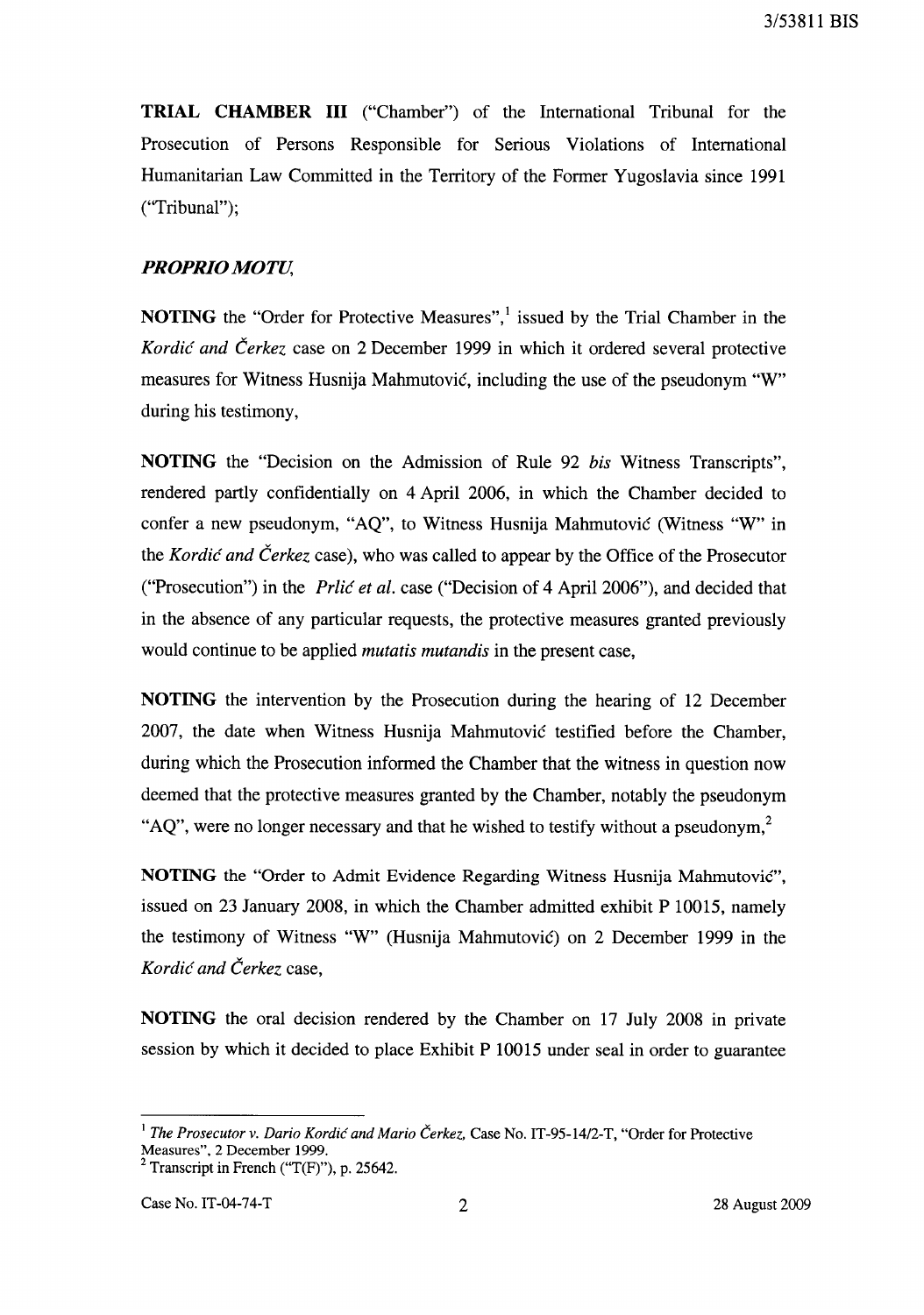**TRIAL CHAMBER III** ("Chamber") of the International Tribunal for the Prosecution of Persons Responsible for Serious Violations of International Humanitarian Law Committed in the Territory of the Former Yugoslavia since 1991 ("Tribunal");

***PROPRIO MOTU,***

**NOTING** the "Order for Protective Measures",[1] issued by the Trial Chamber in the *Kordić and Čerkez* case on 2 December 1999 in which it ordered several protective measures for Witness Husnija Mahmutović, including the use of the pseudonym "W" during his testimony,

**NOTING** the "Decision on the Admission of Rule 92 *bis* Witness Transcripts", rendered partly confidentially on 4 April 2006, in which the Chamber decided to confer a new pseudonym, "AQ", to Witness Husnija Mahmutović (Witness "W" in the *Kordić and Čerkez* case), who was called to appear by the Office of the Prosecutor ("Prosecution") in the *Prlić et al.* case ("Decision of 4 April 2006"), and decided that in the absence of any particular requests, the protective measures granted previously would continue to be applied *mutatis mutandis* in the present case,

**NOTING** the intervention by the Prosecution during the hearing of 12 December 2007, the date when Witness Husnija Mahmutović testified before the Chamber, during which the Prosecution informed the Chamber that the witness in question now deemed that the protective measures granted by the Chamber, notably the pseudonym "AQ", were no longer necessary and that he wished to testify without a pseudonym,[2]

**NOTING** the "Order to Admit Evidence Regarding Witness Husnija Mahmutović", issued on 23 January 2008, in which the Chamber admitted exhibit P 10015, namely the testimony of Witness "W" (Husnija Mahmutović) on 2 December 1999 in the *Kordić and Čerkez* case,

**NOTING** the oral decision rendered by the Chamber on 17 July 2008 in private session by which it decided to place Exhibit P 10015 under seal in order to guarantee

---

[1] *The Prosecutor v. Dario Kordić and Mario Čerkez*, Case No. IT-95-14/2-T, "Order for Protective Measures", 2 December 1999.

[2] Transcript in French ("T(F)"), p. 25642.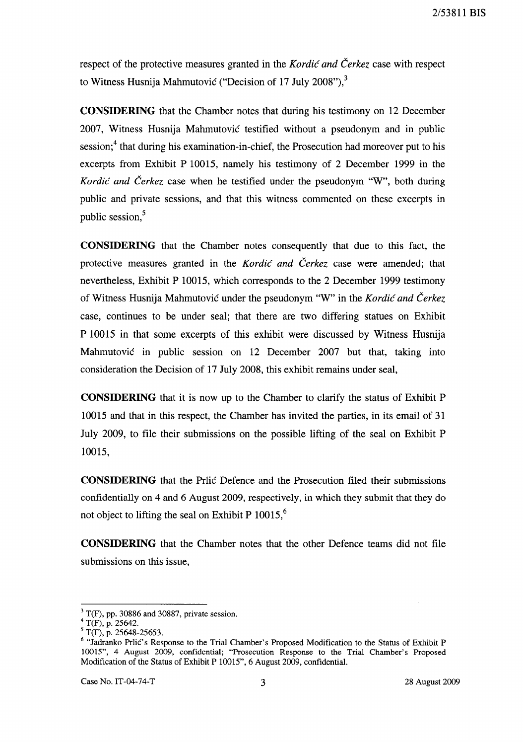respect of the protective measures granted in the *Kordić and Čerkez* case with respect to Witness Husnija Mahmutović ("Decision of 17 July 2008"),[3]

**CONSIDERING** that the Chamber notes that during his testimony on 12 December 2007, Witness Husnija Mahmutović testified without a pseudonym and in public session;[4] that during his examination-in-chief, the Prosecution had moreover put to his excerpts from Exhibit P 10015, namely his testimony of 2 December 1999 in the *Kordić and Čerkez* case when he testified under the pseudonym "W", both during public and private sessions, and that this witness commented on these excerpts in public session,[5]

**CONSIDERING** that the Chamber notes consequently that due to this fact, the protective measures granted in the *Kordić and Čerkez* case were amended; that nevertheless, Exhibit P 10015, which corresponds to the 2 December 1999 testimony of Witness Husnija Mahmutović under the pseudonym "W" in the *Kordić and Čerkez* case, continues to be under seal; that there are two differing statues on Exhibit P 10015 in that some excerpts of this exhibit were discussed by Witness Husnija Mahmutović in public session on 12 December 2007 but that, taking into consideration the Decision of 17 July 2008, this exhibit remains under seal,

**CONSIDERING** that it is now up to the Chamber to clarify the status of Exhibit P 10015 and that in this respect, the Chamber has invited the parties, in its email of 31 July 2009, to file their submissions on the possible lifting of the seal on Exhibit P 10015,

**CONSIDERING** that the Prlić Defence and the Prosecution filed their submissions confidentially on 4 and 6 August 2009, respectively, in which they submit that they do not object to lifting the seal on Exhibit P 10015,[6]

**CONSIDERING** that the Chamber notes that the other Defence teams did not file submissions on this issue,

---

[3] T(F), pp. 30886 and 30887, private session.

[4] T(F), p. 25642.

[5] T(F), p. 25648-25653.

[6] "Jadranko Prlić's Response to the Trial Chamber's Proposed Modification to the Status of Exhibit P 10015", 4 August 2009, confidential; "Prosecution Response to the Trial Chamber's Proposed Modification of the Status of Exhibit P 10015", 6 August 2009, confidential.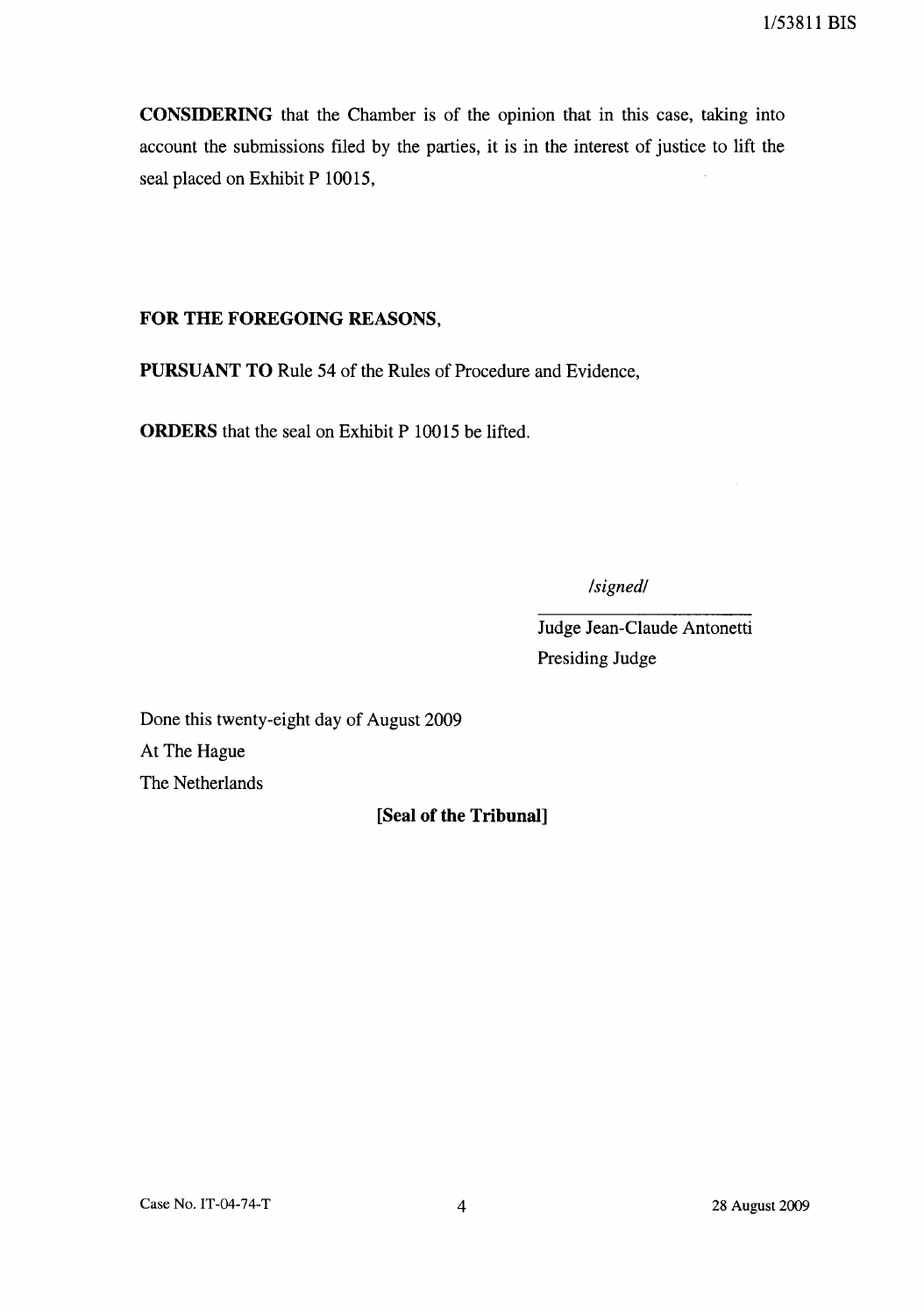**CONSIDERING** that the Chamber is of the opinion that in this case, taking into account the submissions filed by the parties, it is in the interest of justice to lift the seal placed on Exhibit P 10015,

**FOR THE FOREGOING REASONS,**

**PURSUANT TO** Rule 54 of the Rules of Procedure and Evidence,

**ORDERS** that the seal on Exhibit P 10015 be lifted.

*/signed/*

Judge Jean-Claude Antonetti
Presiding Judge

Done this twenty-eight day of August 2009
At The Hague
The Netherlands

**[Seal of the Tribunal]**